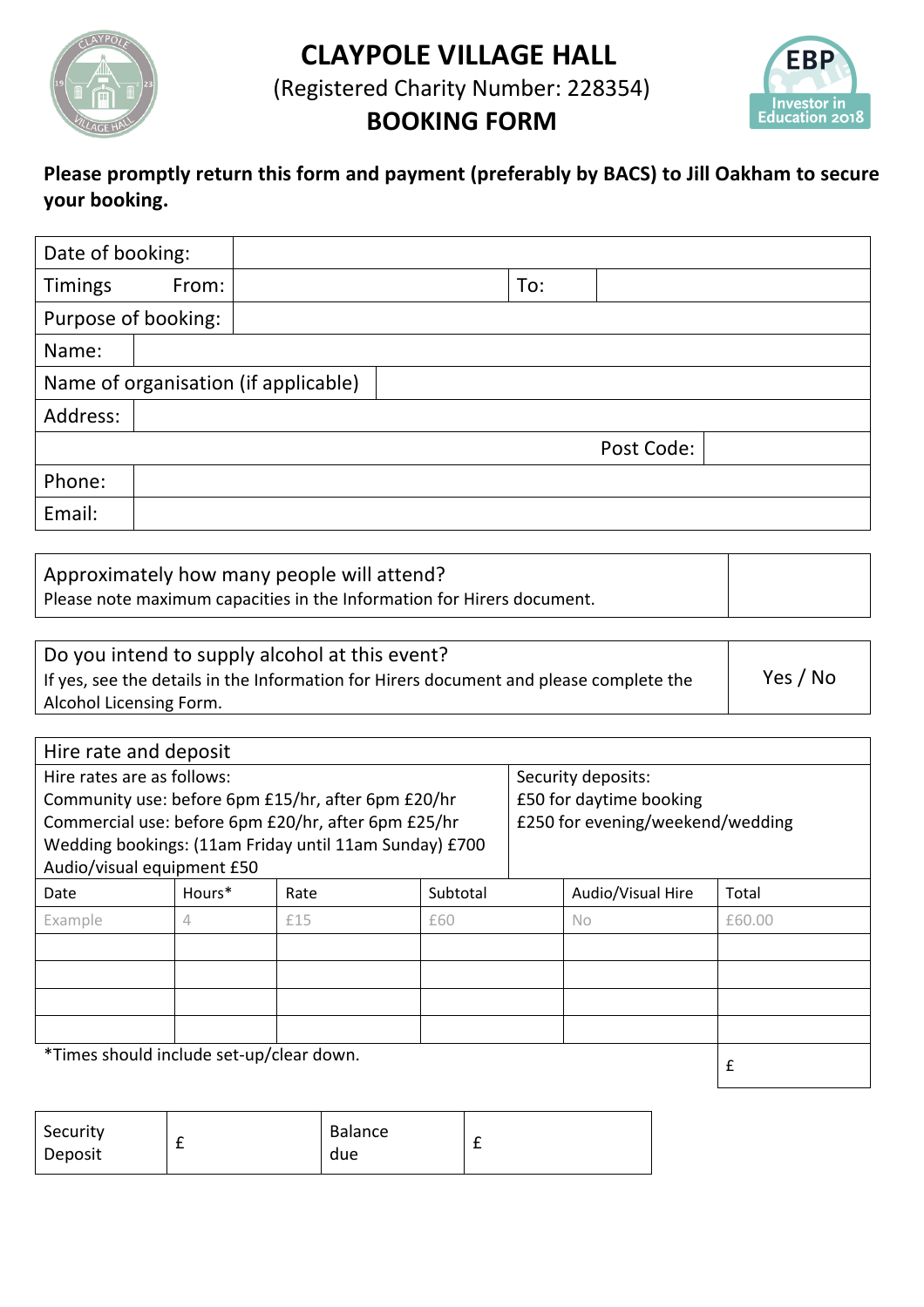# CLAYPOLE VILLAGE HALL

(Registered Charity Number: 228354)

## BOOKING FORM

**Please promptly return this form and payment (preferably by BACS) to Jill Oakham to secure your booking.**

| | | | |
|---|---|---|---|
| Date of booking: | | | |
| Timings From: | | To: | |
| Purpose of booking: | | | |
| Name: | | | |
| Name of organisation (if applicable) | | | |
| Address: | | | |
| | | Post Code: | |
| Phone: | | | |
| Email: | | | |

| | |
|---|---|
| Approximately how many people will attend?<br>Please note maximum capacities in the Information for Hirers document. | |

| | |
|---|---|
| Do you intend to supply alcohol at this event?<br>If yes, see the details in the Information for Hirers document and please complete the Alcohol Licensing Form. | Yes / No |

**Hire rate and deposit**

| Hire rates are as follows: | Security deposits: |
|---|---|
| Community use: before 6pm £15/hr, after 6pm £20/hr | £50 for daytime booking |
| Commercial use: before 6pm £20/hr, after 6pm £25/hr | £250 for evening/weekend/wedding |
| Wedding bookings: (11am Friday until 11am Sunday) £700 | |
| Audio/visual equipment £50 | |

| Date | Hours* | Rate | Subtotal | Audio/Visual Hire | Total |
|---|---|---|---|---|---|
| Example | 4 | £15 | £60 | No | £60.00 |
| | | | | | |
| | | | | | |
| | | | | | |
| | | | | | |
| *Times should include set-up/clear down. | | | | | £ |

| Security Deposit | £ | Balance due | £ |
|---|---|---|---|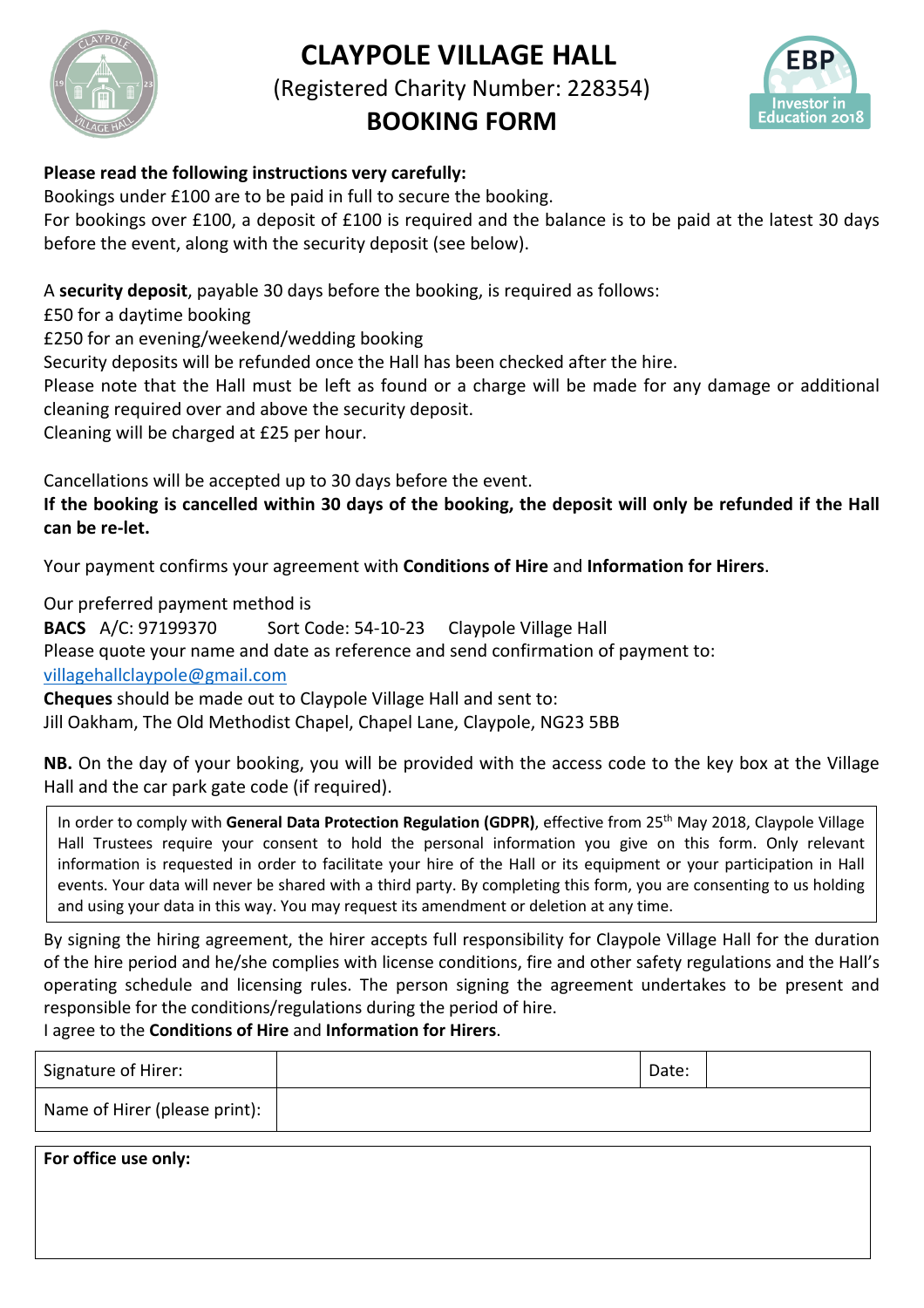# CLAYPOLE VILLAGE HALL

(Registered Charity Number: 228354)

## BOOKING FORM

**Please read the following instructions very carefully:**

Bookings under £100 are to be paid in full to secure the booking.

For bookings over £100, a deposit of £100 is required and the balance is to be paid at the latest 30 days before the event, along with the security deposit (see below).

A **security deposit**, payable 30 days before the booking, is required as follows:

£50 for a daytime booking

£250 for an evening/weekend/wedding booking

Security deposits will be refunded once the Hall has been checked after the hire.

Please note that the Hall must be left as found or a charge will be made for any damage or additional cleaning required over and above the security deposit.

Cleaning will be charged at £25 per hour.

Cancellations will be accepted up to 30 days before the event.

**If the booking is cancelled within 30 days of the booking, the deposit will only be refunded if the Hall can be re-let.**

Your payment confirms your agreement with **Conditions of Hire** and **Information for Hirers**.

Our preferred payment method is

**BACS** A/C: 97199370 Sort Code: 54-10-23 Claypole Village Hall

Please quote your name and date as reference and send confirmation of payment to:

villagehallclaypole@gmail.com

**Cheques** should be made out to Claypole Village Hall and sent to:

Jill Oakham, The Old Methodist Chapel, Chapel Lane, Claypole, NG23 5BB

**NB.** On the day of your booking, you will be provided with the access code to the key box at the Village Hall and the car park gate code (if required).

In order to comply with **General Data Protection Regulation (GDPR)**, effective from 25th May 2018, Claypole Village Hall Trustees require your consent to hold the personal information you give on this form. Only relevant information is requested in order to facilitate your hire of the Hall or its equipment or your participation in Hall events. Your data will never be shared with a third party. By completing this form, you are consenting to us holding and using your data in this way. You may request its amendment or deletion at any time.

By signing the hiring agreement, the hirer accepts full responsibility for Claypole Village Hall for the duration of the hire period and he/she complies with license conditions, fire and other safety regulations and the Hall's operating schedule and licensing rules. The person signing the agreement undertakes to be present and responsible for the conditions/regulations during the period of hire.

I agree to the **Conditions of Hire** and **Information for Hirers**.

| | | | |
|---|---|---|---|
| Signature of Hirer: | | Date: | |
| Name of Hirer (please print): | | | |

**For office use only:**